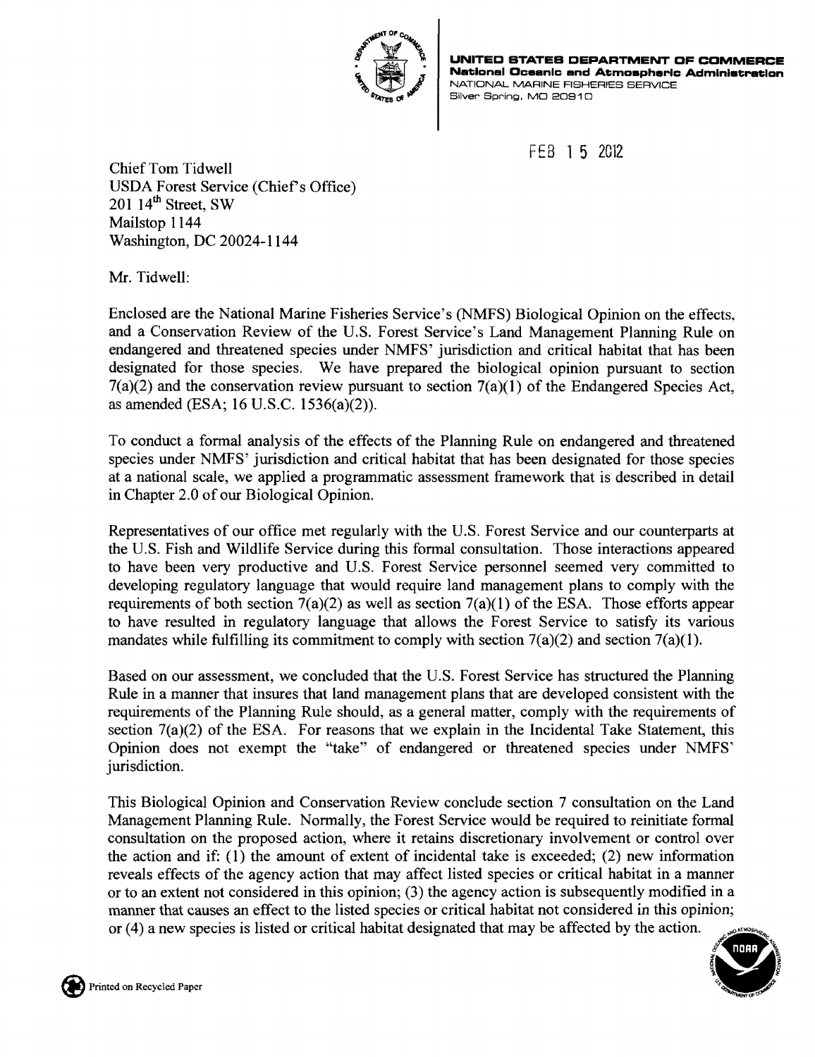**UNITED STATES DEPARTMENT OF COMMERCE**
**National Oceanic and Atmospheric Administration**
NATIONAL MARINE FISHERIES SERVICE
Silver Spring, MD 20910

FEB 15 2012

Chief Tom Tidwell
USDA Forest Service (Chief's Office)
201 14th Street, SW
Mailstop 1144
Washington, DC 20024-1144

Mr. Tidwell:

Enclosed are the National Marine Fisheries Service's (NMFS) Biological Opinion on the effects, and a Conservation Review of the U.S. Forest Service's Land Management Planning Rule on endangered and threatened species under NMFS' jurisdiction and critical habitat that has been designated for those species. We have prepared the biological opinion pursuant to section 7(a)(2) and the conservation review pursuant to section 7(a)(1) of the Endangered Species Act, as amended (ESA; 16 U.S.C. 1536(a)(2)).

To conduct a formal analysis of the effects of the Planning Rule on endangered and threatened species under NMFS' jurisdiction and critical habitat that has been designated for those species at a national scale, we applied a programmatic assessment framework that is described in detail in Chapter 2.0 of our Biological Opinion.

Representatives of our office met regularly with the U.S. Forest Service and our counterparts at the U.S. Fish and Wildlife Service during this formal consultation. Those interactions appeared to have been very productive and U.S. Forest Service personnel seemed very committed to developing regulatory language that would require land management plans to comply with the requirements of both section 7(a)(2) as well as section 7(a)(1) of the ESA. Those efforts appear to have resulted in regulatory language that allows the Forest Service to satisfy its various mandates while fulfilling its commitment to comply with section 7(a)(2) and section 7(a)(1).

Based on our assessment, we concluded that the U.S. Forest Service has structured the Planning Rule in a manner that insures that land management plans that are developed consistent with the requirements of the Planning Rule should, as a general matter, comply with the requirements of section 7(a)(2) of the ESA. For reasons that we explain in the Incidental Take Statement, this Opinion does not exempt the "take" of endangered or threatened species under NMFS' jurisdiction.

This Biological Opinion and Conservation Review conclude section 7 consultation on the Land Management Planning Rule. Normally, the Forest Service would be required to reinitiate formal consultation on the proposed action, where it retains discretionary involvement or control over the action and if: (1) the amount of extent of incidental take is exceeded; (2) new information reveals effects of the agency action that may affect listed species or critical habitat in a manner or to an extent not considered in this opinion; (3) the agency action is subsequently modified in a manner that causes an effect to the listed species or critical habitat not considered in this opinion; or (4) a new species is listed or critical habitat designated that may be affected by the action.

Printed on Recycled Paper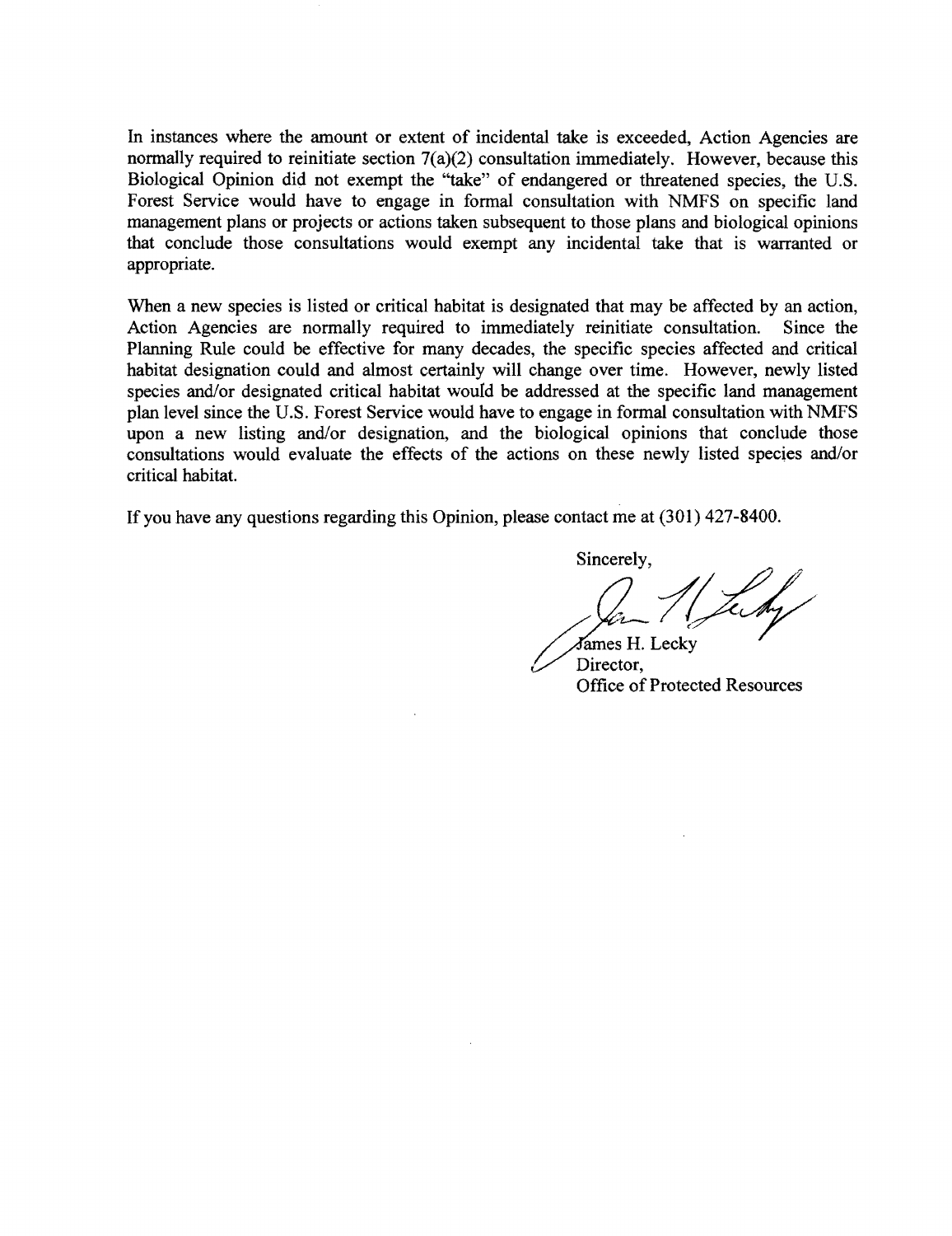In instances where the amount or extent of incidental take is exceeded, Action Agencies are normally required to reinitiate section 7(a)(2) consultation immediately. However, because this Biological Opinion did not exempt the "take" of endangered or threatened species, the U.S. Forest Service would have to engage in formal consultation with NMFS on specific land management plans or projects or actions taken subsequent to those plans and biological opinions that conclude those consultations would exempt any incidental take that is warranted or appropriate.

When a new species is listed or critical habitat is designated that may be affected by an action, Action Agencies are normally required to immediately reinitiate consultation. Since the Planning Rule could be effective for many decades, the specific species affected and critical habitat designation could and almost certainly will change over time. However, newly listed species and/or designated critical habitat would be addressed at the specific land management plan level since the U.S. Forest Service would have to engage in formal consultation with NMFS upon a new listing and/or designation, and the biological opinions that conclude those consultations would evaluate the effects of the actions on these newly listed species and/or critical habitat.

If you have any questions regarding this Opinion, please contact me at (301) 427-8400.

Sincerely,

James H. Lecky
Director,
Office of Protected Resources